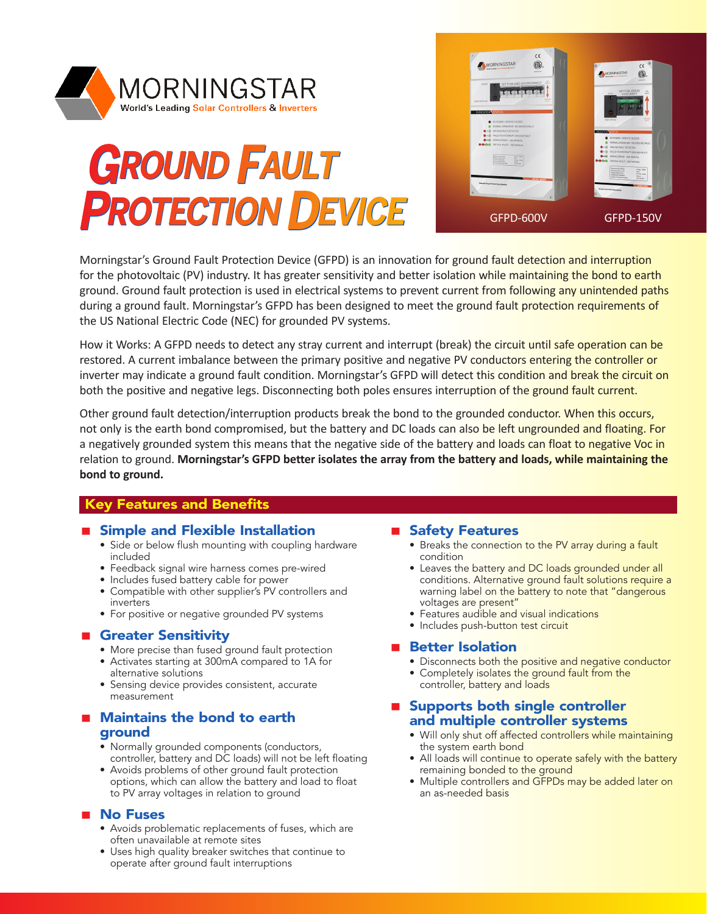MORNINGSTAR

World's Leading Solar Controllers & Inverters

# Ground Fault Protection Device

GFPD-600V GFPD-150V

Morningstar's Ground Fault Protection Device (GFPD) is an innovation for ground fault detection and interruption for the photovoltaic (PV) industry. It has greater sensitivity and better isolation while maintaining the bond to earth ground. Ground fault protection is used in electrical systems to prevent current from following any unintended paths during a ground fault. Morningstar's GFPD has been designed to meet the ground fault protection requirements of the US National Electric Code (NEC) for grounded PV systems.

How it Works: A GFPD needs to detect any stray current and interrupt (break) the circuit until safe operation can be restored. A current imbalance between the primary positive and negative PV conductors entering the controller or inverter may indicate a ground fault condition. Morningstar's GFPD will detect this condition and break the circuit on both the positive and negative legs. Disconnecting both poles ensures interruption of the ground fault current.

Other ground fault detection/interruption products break the bond to the grounded conductor. When this occurs, not only is the earth bond compromised, but the battery and DC loads can also be left ungrounded and floating. For a negatively grounded system this means that the negative side of the battery and loads can float to negative Voc in relation to ground. **Morningstar's GFPD better isolates the array from the battery and loads, while maintaining the bond to ground.**

## Key Features and Benefits

### Simple and Flexible Installation

- Side or below flush mounting with coupling hardware included
- Feedback signal wire harness comes pre-wired
- Includes fused battery cable for power
- Compatible with other supplier's PV controllers and inverters
- For positive or negative grounded PV systems

### Greater Sensitivity

- More precise than fused ground fault protection
- Activates starting at 300mA compared to 1A for alternative solutions
- Sensing device provides consistent, accurate measurement

### Maintains the bond to earth ground

- Normally grounded components (conductors, controller, battery and DC loads) will not be left floating
- Avoids problems of other ground fault protection options, which can allow the battery and load to float to PV array voltages in relation to ground

### No Fuses

- Avoids problematic replacements of fuses, which are often unavailable at remote sites
- Uses high quality breaker switches that continue to operate after ground fault interruptions

### Safety Features

- Breaks the connection to the PV array during a fault condition
- Leaves the battery and DC loads grounded under all conditions. Alternative ground fault solutions require a warning label on the battery to note that "dangerous voltages are present"
- Features audible and visual indications
- Includes push-button test circuit

### Better Isolation

- Disconnects both the positive and negative conductor
- Completely isolates the ground fault from the controller, battery and loads

### Supports both single controller and multiple controller systems

- Will only shut off affected controllers while maintaining the system earth bond
- All loads will continue to operate safely with the battery remaining bonded to the ground
- Multiple controllers and GFPDs may be added later on an as-needed basis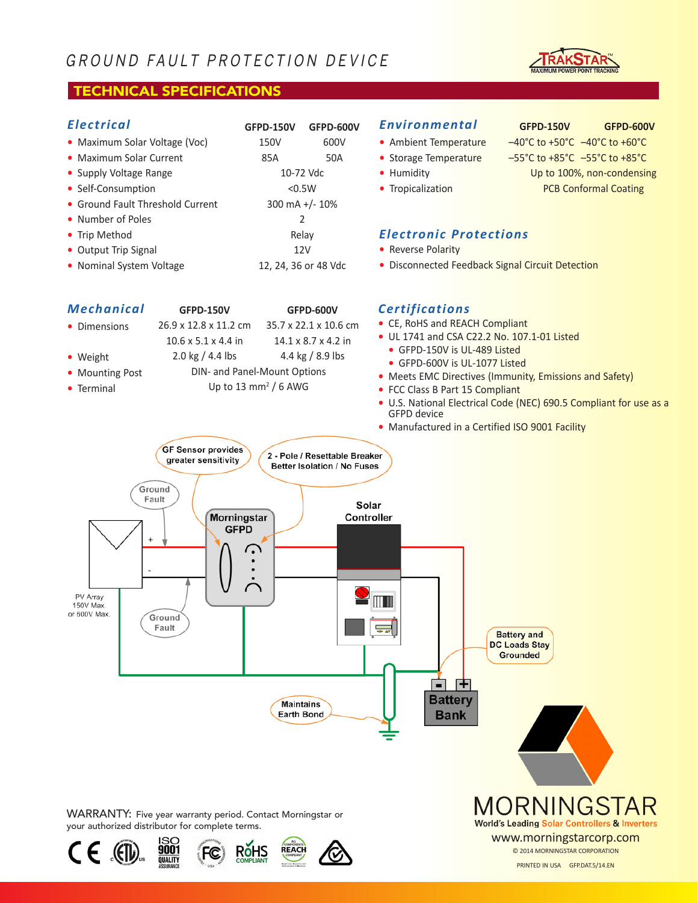# GROUND FAULT PROTECTION DEVICE

## TECHNICAL SPECIFICATIONS

### Electrical

| | GFPD-150V | GFPD-600V |
|---|---|---|
| • Maximum Solar Voltage (Voc) | 150V | 600V |
| • Maximum Solar Current | 85A | 50A |
| • Supply Voltage Range | 10-72 Vdc | |
| • Self-Consumption | <0.5W | |
| • Ground Fault Threshold Current | 300 mA +/- 10% | |
| • Number of Poles | 2 | |
| • Trip Method | Relay | |
| • Output Trip Signal | 12V | |
| • Nominal System Voltage | 12, 24, 36 or 48 Vdc | |

### Environmental

| | GFPD-150V | GFPD-600V |
|---|---|---|
| • Ambient Temperature | –40°C to +50°C | –40°C to +60°C |
| • Storage Temperature | –55°C to +85°C | –55°C to +85°C |
| • Humidity | Up to 100%, non-condensing | |
| • Tropicalization | PCB Conformal Coating | |

### Electronic Protections

- Reverse Polarity
- Disconnected Feedback Signal Circuit Detection

### Mechanical

| | GFPD-150V | GFPD-600V |
|---|---|---|
| • Dimensions | 26.9 x 12.8 x 11.2 cm<br>10.6 x 5.1 x 4.4 in | 35.7 x 22.1 x 10.6 cm<br>14.1 x 8.7 x 4.2 in |
| • Weight | 2.0 kg / 4.4 lbs | 4.4 kg / 8.9 lbs |
| • Mounting Post | DIN- and Panel-Mount Options | |
| • Terminal | Up to 13 mm² / 6 AWG | |

### Certifications

- CE, RoHS and REACH Compliant
- UL 1741 and CSA C22.2 No. 107.1-01 Listed
  - GFPD-150V is UL-489 Listed
  - GFPD-600V is UL-1077 Listed
- Meets EMC Directives (Immunity, Emissions and Safety)
- FCC Class B Part 15 Compliant
- U.S. National Electrical Code (NEC) 690.5 Compliant for use as a GFPD device
- Manufactured in a Certified ISO 9001 Facility

GF Sensor provides greater sensitivity

2 - Pole / Resettable Breaker Better Isolation / No Fuses

Ground Fault

Morningstar GFPD

Solar Controller

PV Array 150V Max or 600V Max.

Ground Fault

Battery and DC Loads Stay Grounded

Battery Bank

Maintains Earth Bond

WARRANTY: Five year warranty period. Contact Morningstar or your authorized distributor for complete terms.

MORNINGSTAR
World's Leading Solar Controllers & Inverters
www.morningstarcorp.com
© 2014 MORNINGSTAR CORPORATION
PRINTED IN USA GFP.DAT.5/14.EN